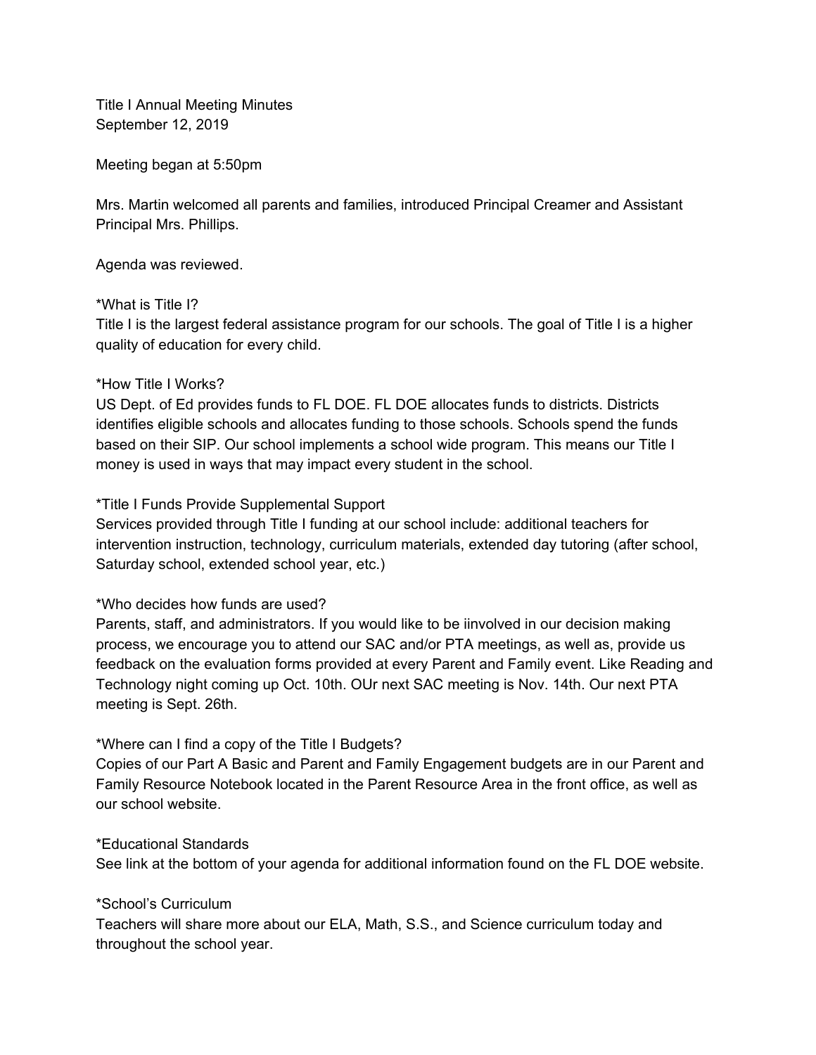Title I Annual Meeting Minutes
September 12, 2019

Meeting began at 5:50pm

Mrs. Martin welcomed all parents and families, introduced Principal Creamer and Assistant Principal Mrs. Phillips.

Agenda was reviewed.

*What is Title I?
Title I is the largest federal assistance program for our schools. The goal of Title I is a higher quality of education for every child.

*How Title I Works?
US Dept. of Ed provides funds to FL DOE. FL DOE allocates funds to districts. Districts identifies eligible schools and allocates funding to those schools. Schools spend the funds based on their SIP. Our school implements a school wide program. This means our Title I money is used in ways that may impact every student in the school.

*Title I Funds Provide Supplemental Support
Services provided through Title I funding at our school include: additional teachers for intervention instruction, technology, curriculum materials, extended day tutoring (after school, Saturday school, extended school year, etc.)

*Who decides how funds are used?
Parents, staff, and administrators. If you would like to be iinvolved in our decision making process, we encourage you to attend our SAC and/or PTA meetings, as well as, provide us feedback on the evaluation forms provided at every Parent and Family event. Like Reading and Technology night coming up Oct. 10th. OUr next SAC meeting is Nov. 14th. Our next PTA meeting is Sept. 26th.

*Where can I find a copy of the Title I Budgets?
Copies of our Part A Basic and Parent and Family Engagement budgets are in our Parent and Family Resource Notebook located in the Parent Resource Area in the front office, as well as our school website.

*Educational Standards
See link at the bottom of your agenda for additional information found on the FL DOE website.

*School's Curriculum
Teachers will share more about our ELA, Math, S.S., and Science curriculum today and throughout the school year.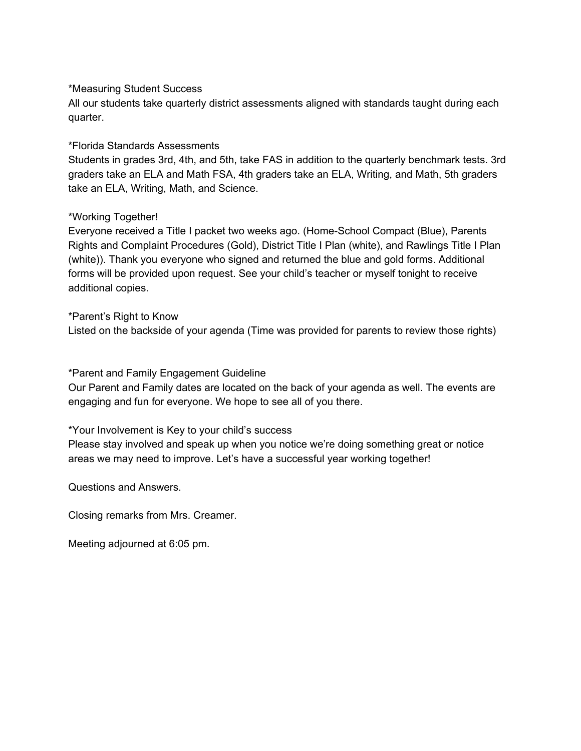*Measuring Student Success
All our students take quarterly district assessments aligned with standards taught during each quarter.

*Florida Standards Assessments
Students in grades 3rd, 4th, and 5th, take FAS in addition to the quarterly benchmark tests. 3rd graders take an ELA and Math FSA, 4th graders take an ELA, Writing, and Math, 5th graders take an ELA, Writing, Math, and Science.

*Working Together!
Everyone received a Title I packet two weeks ago. (Home-School Compact (Blue), Parents Rights and Complaint Procedures (Gold), District Title I Plan (white), and Rawlings Title I Plan (white)). Thank you everyone who signed and returned the blue and gold forms. Additional forms will be provided upon request. See your child's teacher or myself tonight to receive additional copies.

*Parent's Right to Know
Listed on the backside of your agenda (Time was provided for parents to review those rights)

*Parent and Family Engagement Guideline
Our Parent and Family dates are located on the back of your agenda as well. The events are engaging and fun for everyone. We hope to see all of you there.

*Your Involvement is Key to your child's success
Please stay involved and speak up when you notice we're doing something great or notice areas we may need to improve. Let's have a successful year working together!

Questions and Answers.

Closing remarks from Mrs. Creamer.

Meeting adjourned at 6:05 pm.